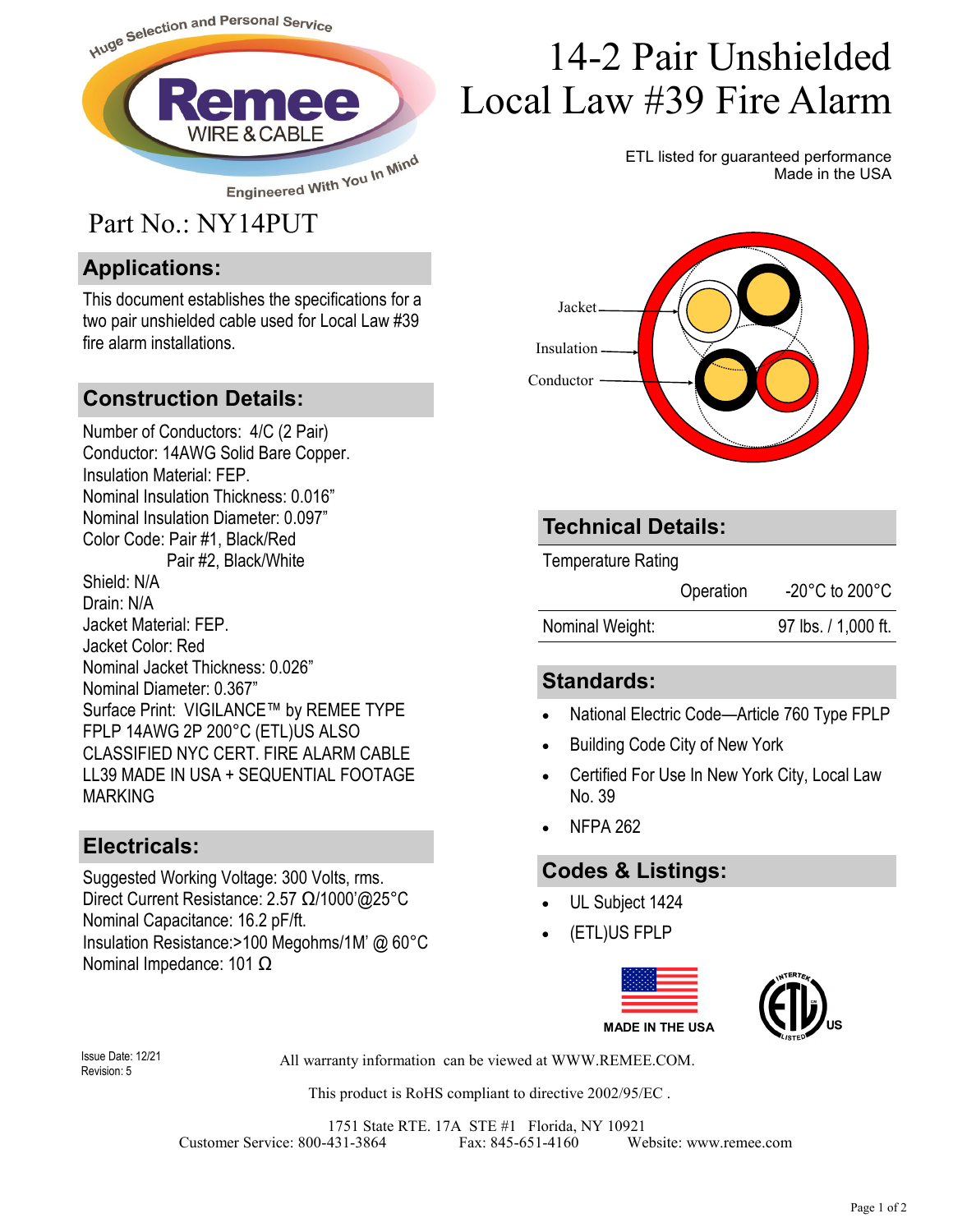# 14-2 Pair Unshielded Local Law #39 Fire Alarm

ETL listed for guaranteed performance
Made in the USA

Part No.: NY14PUT

## Applications:

This document establishes the specifications for a two pair unshielded cable used for Local Law #39 fire alarm installations.

## Construction Details:

Number of Conductors: 4/C (2 Pair)
Conductor: 14AWG Solid Bare Copper.
Insulation Material: FEP.
Nominal Insulation Thickness: 0.016"
Nominal Insulation Diameter: 0.097"
Color Code: Pair #1, Black/Red
Pair #2, Black/White
Shield: N/A
Drain: N/A
Jacket Material: FEP.
Jacket Color: Red
Nominal Jacket Thickness: 0.026"
Nominal Diameter: 0.367"
Surface Print: VIGILANCE™ by REMEE TYPE FPLP 14AWG 2P 200°C (ETL)US ALSO CLASSIFIED NYC CERT. FIRE ALARM CABLE LL39 MADE IN USA + SEQUENTIAL FOOTAGE MARKING

## Electricals:

Suggested Working Voltage: 300 Volts, rms.
Direct Current Resistance: 2.57 Ω/1000'@25°C
Nominal Capacitance: 16.2 pF/ft.
Insulation Resistance:>100 Megohms/1M' @ 60°C
Nominal Impedance: 101 Ω

Jacket
Insulation
Conductor

## Technical Details:

| Temperature Rating | | |
|---|---|---|
| | Operation | -20°C to 200°C |
| Nominal Weight: | | 97 lbs. / 1,000 ft. |

## Standards:

- National Electric Code—Article 760 Type FPLP
- Building Code City of New York
- Certified For Use In New York City, Local Law No. 39
- NFPA 262

## Codes & Listings:

- UL Subject 1424
- (ETL)US FPLP

MADE IN THE USA

Issue Date: 12/21
Revision: 5

All warranty information can be viewed at WWW.REMEE.COM.

This product is RoHS compliant to directive 2002/95/EC .

1751 State RTE. 17A STE #1 Florida, NY 10921
Customer Service: 800-431-3864 Fax: 845-651-4160 Website: www.remee.com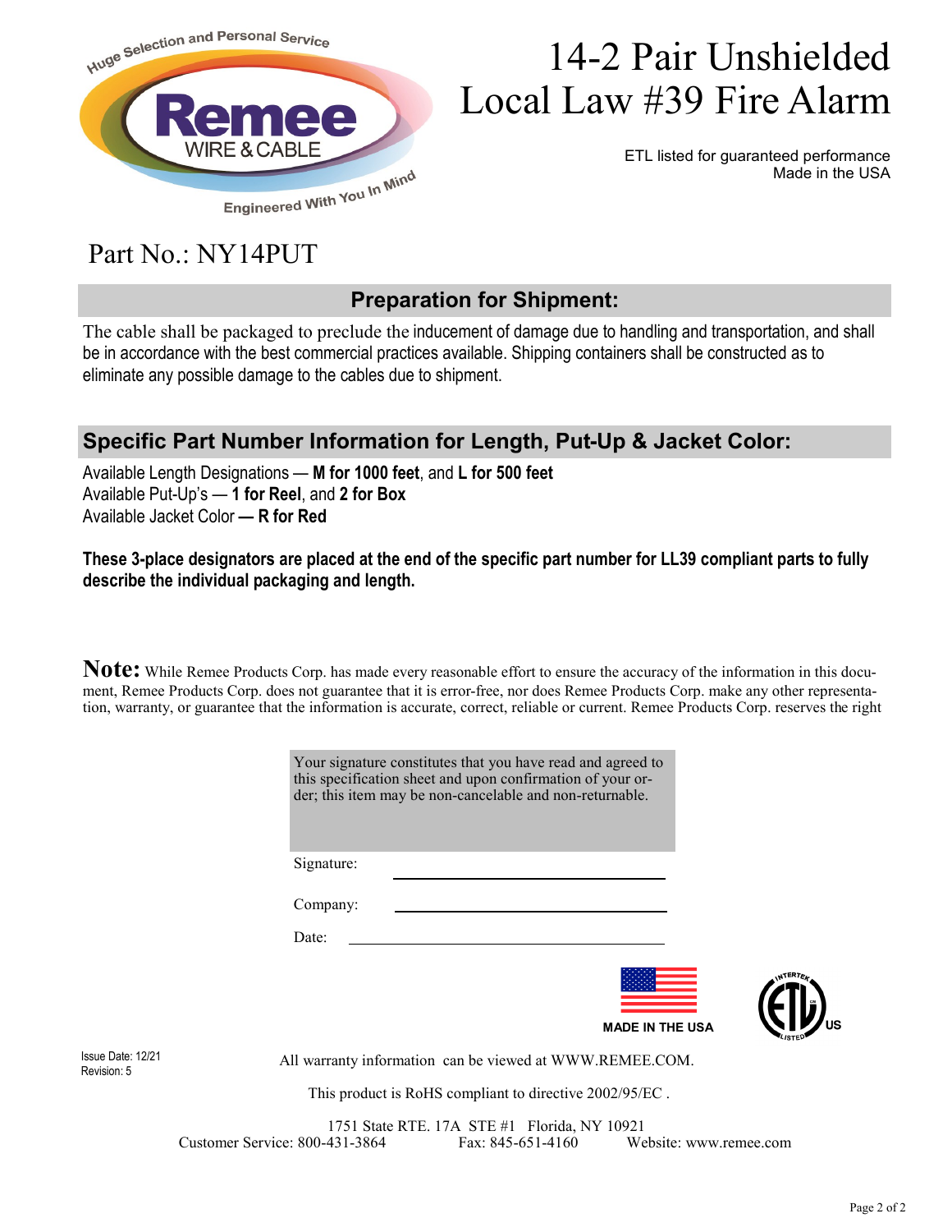Huge Selection and Personal Service

Remee WIRE & CABLE

Engineered With You In Mind

# 14-2 Pair Unshielded Local Law #39 Fire Alarm

ETL listed for guaranteed performance
Made in the USA

Part No.: NY14PUT

## Preparation for Shipment:

The cable shall be packaged to preclude the inducement of damage due to handling and transportation, and shall be in accordance with the best commercial practices available. Shipping containers shall be constructed as to eliminate any possible damage to the cables due to shipment.

## Specific Part Number Information for Length, Put-Up & Jacket Color:

Available Length Designations — **M for 1000 feet**, and **L for 500 feet**
Available Put-Up's — **1 for Reel**, and **2 for Box**
Available Jacket Color **— R for Red**

**These 3-place designators are placed at the end of the specific part number for LL39 compliant parts to fully describe the individual packaging and length.**

**Note:** While Remee Products Corp. has made every reasonable effort to ensure the accuracy of the information in this document, Remee Products Corp. does not guarantee that it is error-free, nor does Remee Products Corp. make any other representation, warranty, or guarantee that the information is accurate, correct, reliable or current. Remee Products Corp. reserves the right

Your signature constitutes that you have read and agreed to this specification sheet and upon confirmation of your order; this item may be non-cancelable and non-returnable.

Signature: ______________________

Company: ______________________

Date: ______________________

MADE IN THE USA

INTERTEK ETL LISTED US

Issue Date: 12/21
Revision: 5

All warranty information can be viewed at WWW.REMEE.COM.

This product is RoHS compliant to directive 2002/95/EC .

1751 State RTE. 17A STE #1 Florida, NY 10921
Customer Service: 800-431-3864 Fax: 845-651-4160 Website: www.remee.com